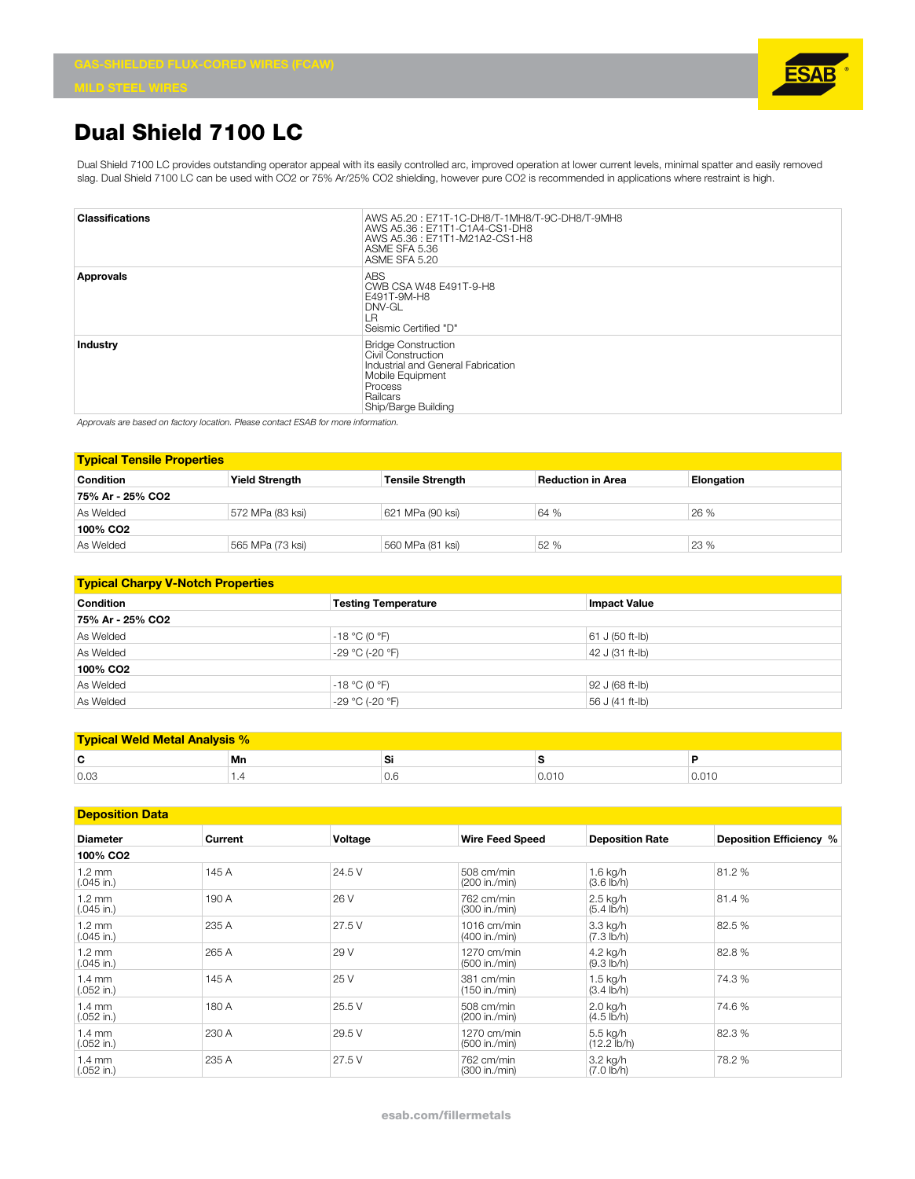GAS-SHIELDED FLUX-CORED WIRES (FCAW)

MILD STEEL WIRES

# Dual Shield 7100 LC

Dual Shield 7100 LC provides outstanding operator appeal with its easily controlled arc, improved operation at lower current levels, minimal spatter and easily removed slag. Dual Shield 7100 LC can be used with CO2 or 75% Ar/25% CO2 shielding, however pure CO2 is recommended in applications where restraint is high.

| | |
|---|---|
| **Classifications** | AWS A5.20 : E71T-1C-DH8/T-1MH8/T-9C-DH8/T-9MH8<br>AWS A5.36 : E71T1-C1A4-CS1-DH8<br>AWS A5.36 : E71T1-M21A2-CS1-H8<br>ASME SFA 5.36<br>ASME SFA 5.20 |
| **Approvals** | ABS<br>CWB CSA W48 E491T-9-H8<br>E491T-9M-H8<br>DNV-GL<br>LR<br>Seismic Certified "D" |
| **Industry** | Bridge Construction<br>Civil Construction<br>Industrial and General Fabrication<br>Mobile Equipment<br>Process<br>Railcars<br>Ship/Barge Building |

*Approvals are based on factory location. Please contact ESAB for more information.*

## Typical Tensile Properties

| Condition | Yield Strength | Tensile Strength | Reduction in Area | Elongation |
|---|---|---|---|---|
| **75% Ar - 25% CO2** | | | | |
| As Welded | 572 MPa (83 ksi) | 621 MPa (90 ksi) | 64 % | 26 % |
| **100% CO2** | | | | |
| As Welded | 565 MPa (73 ksi) | 560 MPa (81 ksi) | 52 % | 23 % |

## Typical Charpy V-Notch Properties

| Condition | Testing Temperature | Impact Value |
|---|---|---|
| **75% Ar - 25% CO2** | | |
| As Welded | -18 °C (0 °F) | 61 J (50 ft-lb) |
| As Welded | -29 °C (-20 °F) | 42 J (31 ft-lb) |
| **100% CO2** | | |
| As Welded | -18 °C (0 °F) | 92 J (68 ft-lb) |
| As Welded | -29 °C (-20 °F) | 56 J (41 ft-lb) |

## Typical Weld Metal Analysis %

| C | Mn | Si | S | P |
|---|---|---|---|---|
| 0.03 | 1.4 | 0.6 | 0.010 | 0.010 |

## Deposition Data

| Diameter | Current | Voltage | Wire Feed Speed | Deposition Rate | Deposition Efficiency % |
|---|---|---|---|---|---|
| **100% CO2** | | | | | |
| 1.2 mm (.045 in.) | 145 A | 24.5 V | 508 cm/min (200 in./min) | 1.6 kg/h (3.6 lb/h) | 81.2 % |
| 1.2 mm (.045 in.) | 190 A | 26 V | 762 cm/min (300 in./min) | 2.5 kg/h (5.4 lb/h) | 81.4 % |
| 1.2 mm (.045 in.) | 235 A | 27.5 V | 1016 cm/min (400 in./min) | 3.3 kg/h (7.3 lb/h) | 82.5 % |
| 1.2 mm (.045 in.) | 265 A | 29 V | 1270 cm/min (500 in./min) | 4.2 kg/h (9.3 lb/h) | 82.8 % |
| 1.4 mm (.052 in.) | 145 A | 25 V | 381 cm/min (150 in./min) | 1.5 kg/h (3.4 lb/h) | 74.3 % |
| 1.4 mm (.052 in.) | 180 A | 25.5 V | 508 cm/min (200 in./min) | 2.0 kg/h (4.5 lb/h) | 74.6 % |
| 1.4 mm (.052 in.) | 230 A | 29.5 V | 1270 cm/min (500 in./min) | 5.5 kg/h (12.2 lb/h) | 82.3 % |
| 1.4 mm (.052 in.) | 235 A | 27.5 V | 762 cm/min (300 in./min) | 3.2 kg/h (7.0 lb/h) | 78.2 % |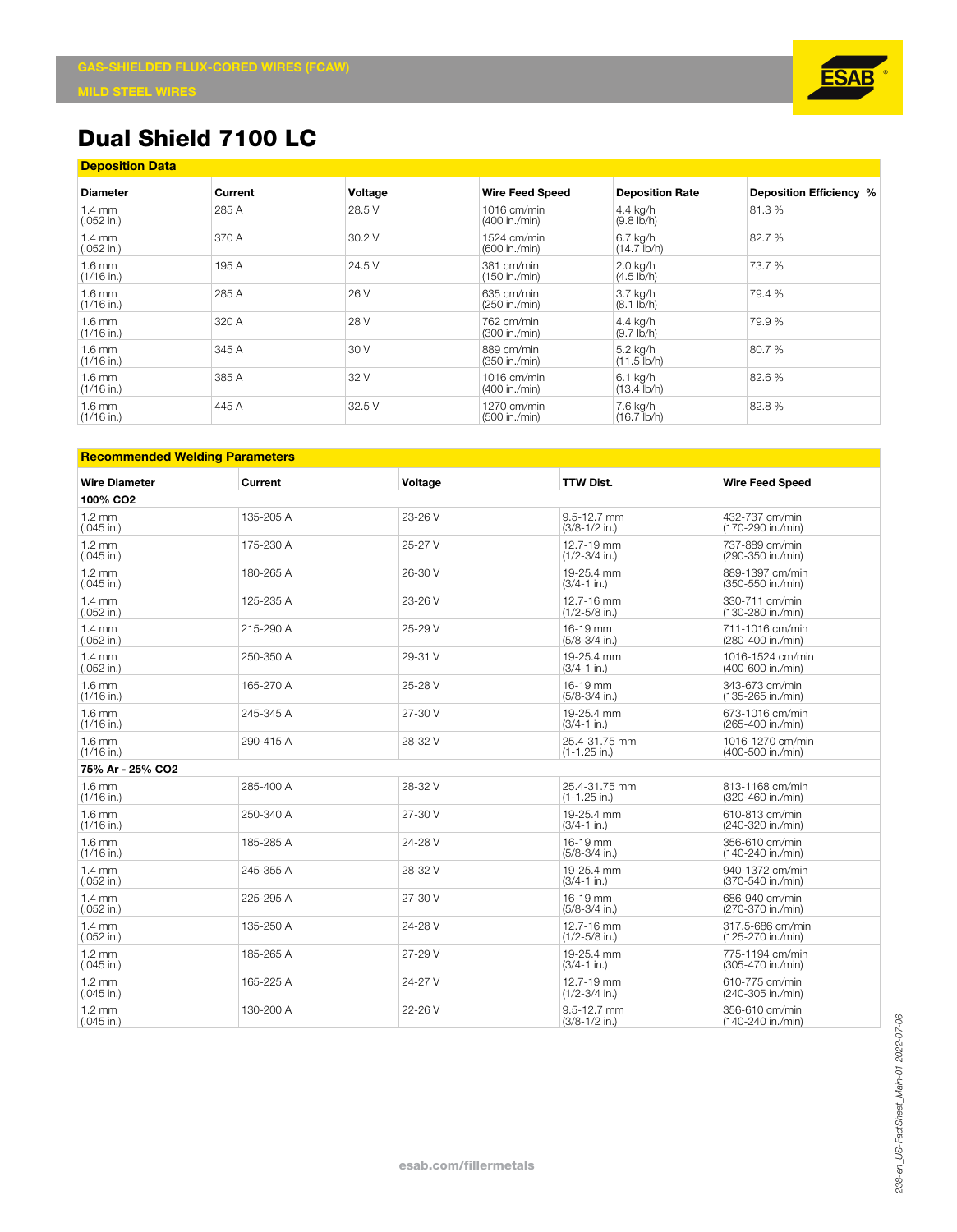GAS-SHIELDED FLUX-CORED WIRES (FCAW)

MILD STEEL WIRES

# Dual Shield 7100 LC

## Deposition Data

| Diameter | Current | Voltage | Wire Feed Speed | Deposition Rate | Deposition Efficiency % |
|---|---|---|---|---|---|
| 1.4 mm (.052 in.) | 285 A | 28.5 V | 1016 cm/min (400 in./min) | 4.4 kg/h (9.8 lb/h) | 81.3 % |
| 1.4 mm (.052 in.) | 370 A | 30.2 V | 1524 cm/min (600 in./min) | 6.7 kg/h (14.7 lb/h) | 82.7 % |
| 1.6 mm (1/16 in.) | 195 A | 24.5 V | 381 cm/min (150 in./min) | 2.0 kg/h (4.5 lb/h) | 73.7 % |
| 1.6 mm (1/16 in.) | 285 A | 26 V | 635 cm/min (250 in./min) | 3.7 kg/h (8.1 lb/h) | 79.4 % |
| 1.6 mm (1/16 in.) | 320 A | 28 V | 762 cm/min (300 in./min) | 4.4 kg/h (9.7 lb/h) | 79.9 % |
| 1.6 mm (1/16 in.) | 345 A | 30 V | 889 cm/min (350 in./min) | 5.2 kg/h (11.5 lb/h) | 80.7 % |
| 1.6 mm (1/16 in.) | 385 A | 32 V | 1016 cm/min (400 in./min) | 6.1 kg/h (13.4 lb/h) | 82.6 % |
| 1.6 mm (1/16 in.) | 445 A | 32.5 V | 1270 cm/min (500 in./min) | 7.6 kg/h (16.7 lb/h) | 82.8 % |

## Recommended Welding Parameters

| Wire Diameter | Current | Voltage | TTW Dist. | Wire Feed Speed |
|---|---|---|---|---|
| **100% CO2** | | | | |
| 1.2 mm (.045 in.) | 135-205 A | 23-26 V | 9.5-12.7 mm (3/8-1/2 in.) | 432-737 cm/min (170-290 in./min) |
| 1.2 mm (.045 in.) | 175-230 A | 25-27 V | 12.7-19 mm (1/2-3/4 in.) | 737-889 cm/min (290-350 in./min) |
| 1.2 mm (.045 in.) | 180-265 A | 26-30 V | 19-25.4 mm (3/4-1 in.) | 889-1397 cm/min (350-550 in./min) |
| 1.4 mm (.052 in.) | 125-235 A | 23-26 V | 12.7-16 mm (1/2-5/8 in.) | 330-711 cm/min (130-280 in./min) |
| 1.4 mm (.052 in.) | 215-290 A | 25-29 V | 16-19 mm (5/8-3/4 in.) | 711-1016 cm/min (280-400 in./min) |
| 1.4 mm (.052 in.) | 250-350 A | 29-31 V | 19-25.4 mm (3/4-1 in.) | 1016-1524 cm/min (400-600 in./min) |
| 1.6 mm (1/16 in.) | 165-270 A | 25-28 V | 16-19 mm (5/8-3/4 in.) | 343-673 cm/min (135-265 in./min) |
| 1.6 mm (1/16 in.) | 245-345 A | 27-30 V | 19-25.4 mm (3/4-1 in.) | 673-1016 cm/min (265-400 in./min) |
| 1.6 mm (1/16 in.) | 290-415 A | 28-32 V | 25.4-31.75 mm (1-1.25 in.) | 1016-1270 cm/min (400-500 in./min) |
| **75% Ar - 25% CO2** | | | | |
| 1.6 mm (1/16 in.) | 285-400 A | 28-32 V | 25.4-31.75 mm (1-1.25 in.) | 813-1168 cm/min (320-460 in./min) |
| 1.6 mm (1/16 in.) | 250-340 A | 27-30 V | 19-25.4 mm (3/4-1 in.) | 610-813 cm/min (240-320 in./min) |
| 1.6 mm (1/16 in.) | 185-285 A | 24-28 V | 16-19 mm (5/8-3/4 in.) | 356-610 cm/min (140-240 in./min) |
| 1.4 mm (.052 in.) | 245-355 A | 28-32 V | 19-25.4 mm (3/4-1 in.) | 940-1372 cm/min (370-540 in./min) |
| 1.4 mm (.052 in.) | 225-295 A | 27-30 V | 16-19 mm (5/8-3/4 in.) | 686-940 cm/min (270-370 in./min) |
| 1.4 mm (.052 in.) | 135-250 A | 24-28 V | 12.7-16 mm (1/2-5/8 in.) | 317.5-686 cm/min (125-270 in./min) |
| 1.2 mm (.045 in.) | 185-265 A | 27-29 V | 19-25.4 mm (3/4-1 in.) | 775-1194 cm/min (305-470 in./min) |
| 1.2 mm (.045 in.) | 165-225 A | 24-27 V | 12.7-19 mm (1/2-3/4 in.) | 610-775 cm/min (240-305 in./min) |
| 1.2 mm (.045 in.) | 130-200 A | 22-26 V | 9.5-12.7 mm (3/8-1/2 in.) | 356-610 cm/min (140-240 in./min) |

esab.com/fillermetals

238-en_US-FactSheet_Main-01 2022-07-06